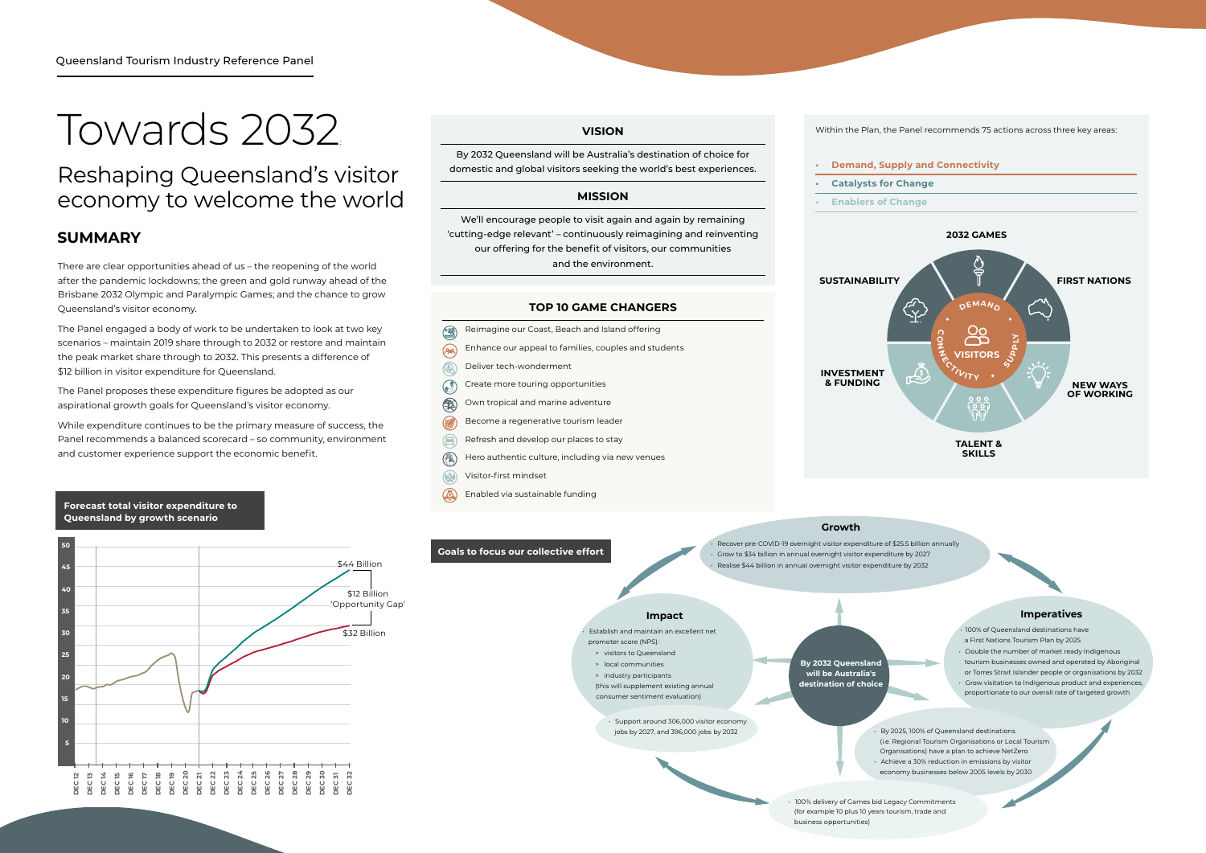Queensland Tourism Industry Reference Panel

# Towards 2032

## Reshaping Queensland's visitor economy to welcome the world

## SUMMARY

There are clear opportunities ahead of us – the reopening of the world after the pandemic lockdowns; the green and gold runway ahead of the Brisbane 2032 Olympic and Paralympic Games; and the chance to grow Queensland's visitor economy.

The Panel engaged a body of work to be undertaken to look at two key scenarios – maintain 2019 share through to 2032 or restore and maintain the peak market share through to 2032. This presents a difference of $12 billion in visitor expenditure for Queensland.

The Panel proposes these expenditure figures be adopted as our aspirational growth goals for Queensland's visitor economy.

While expenditure continues to be the primary measure of success, the Panel recommends a balanced scorecard – so community, environment and customer experience support the economic benefit.

**Forecast total visitor expenditure to Queensland by growth scenario**

- $44 Billion
- $12 Billion 'Opportunity Gap'
- $32 Billion

### VISION

By 2032 Queensland will be Australia's destination of choice for domestic and global visitors seeking the world's best experiences.

### MISSION

We'll encourage people to visit again and again by remaining 'cutting-edge relevant' – continuously reimagining and reinventing our offering for the benefit of visitors, our communities and the environment.

### TOP 10 GAME CHANGERS

- Reimagine our Coast, Beach and Island offering
- Enhance our appeal to families, couples and students
- Deliver tech-wonderment
- Create more touring opportunities
- Own tropical and marine adventure
- Become a regenerative tourism leader
- Refresh and develop our places to stay
- Hero authentic culture, including via new venues
- Visitor-first mindset
- Enabled via sustainable funding

Within the Plan, the Panel recommends 75 actions across three key areas:

- **Demand, Supply and Connectivity**
- **Catalysts for Change**
- **Enablers of Change**

2032 GAMES, FIRST NATIONS, NEW WAYS OF WORKING, TALENT & SKILLS, INVESTMENT & FUNDING, SUSTAINABILITY — DEMAND, SUPPLY, CONNECTIVITY — VISITORS

**Goals to focus our collective effort**

**By 2032 Queensland will be Australia's destination of choice**

### Growth

- Recover pre-COVID-19 overnight visitor expenditure of $25.5 billion annually
- Grow to $34 billion in annual overnight visitor expenditure by 2027
- Realise $44 billion in annual overnight visitor expenditure by 2032

### Imperatives

- 100% of Queensland destinations have a First Nations Tourism Plan by 2025
- Double the number of market ready Indigenous tourism businesses owned and operated by Aboriginal or Torres Strait Islander people or organisations by 2032
- Grow visitation to Indigenous product and experiences, proportionate to our overall rate of targeted growth

- By 2025, 100% of Queensland destinations (i.e. Regional Tourism Organisations or Local Tourism Organisations) have a plan to achieve NetZero
- Achieve a 30% reduction in emissions by visitor economy businesses below 2005 levels by 2030

- 100% delivery of Games bid Legacy Commitments (for example 10 plus 10 years tourism, trade and business opportunities)

### Impact

- Establish and maintain an excellent net promoter score (NPS):
  - > visitors to Queensland
  - > local communities
  - > industry participants

  (this will supplement existing annual consumer sentiment evaluation)

- Support around 306,000 visitor economy jobs by 2027, and 396,000 jobs by 2032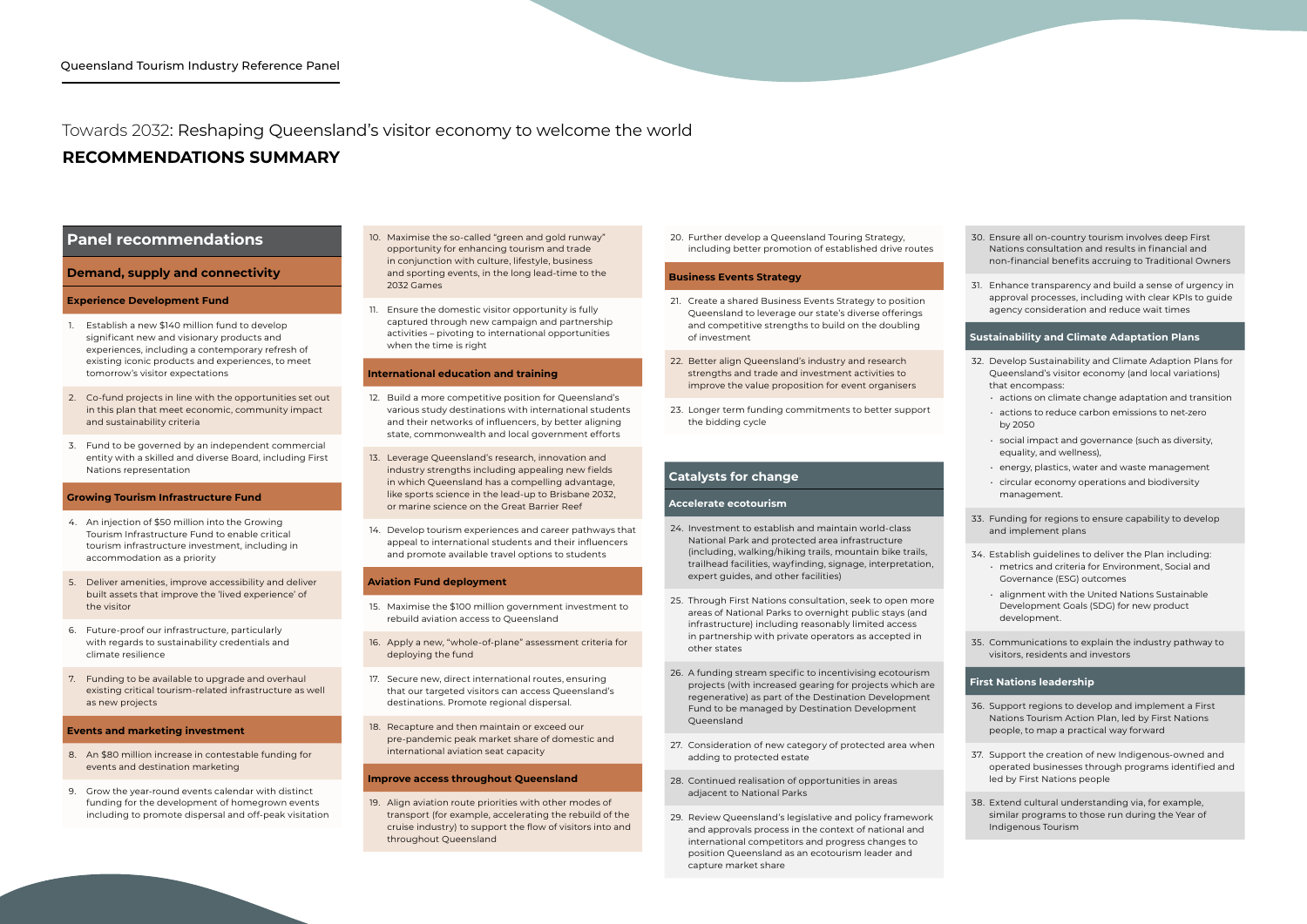Queensland Tourism Industry Reference Panel

# Towards 2032: Reshaping Queensland's visitor economy to welcome the world

# RECOMMENDATIONS SUMMARY

## Panel recommendations

### Demand, supply and connectivity

#### Experience Development Fund

1. Establish a new $140 million fund to develop significant new and visionary products and experiences, including a contemporary refresh of existing iconic products and experiences, to meet tomorrow's visitor expectations
2. Co-fund projects in line with the opportunities set out in this plan that meet economic, community impact and sustainability criteria
3. Fund to be governed by an independent commercial entity with a skilled and diverse Board, including First Nations representation

#### Growing Tourism Infrastructure Fund

4. An injection of $50 million into the Growing Tourism Infrastructure Fund to enable critical tourism infrastructure investment, including in accommodation as a priority
5. Deliver amenities, improve accessibility and deliver built assets that improve the 'lived experience' of the visitor
6. Future-proof our infrastructure, particularly with regards to sustainability credentials and climate resilience
7. Funding to be available to upgrade and overhaul existing critical tourism-related infrastructure as well as new projects

#### Events and marketing investment

8. An $80 million increase in contestable funding for events and destination marketing
9. Grow the year-round events calendar with distinct funding for the development of homegrown events including to promote dispersal and off-peak visitation
10. Maximise the so-called "green and gold runway" opportunity for enhancing tourism and trade in conjunction with culture, lifestyle, business and sporting events, in the long lead-time to the 2032 Games
11. Ensure the domestic visitor opportunity is fully captured through new campaign and partnership activities – pivoting to international opportunities when the time is right

#### International education and training

12. Build a more competitive position for Queensland's various study destinations with international students and their networks of influencers, by better aligning state, commonwealth and local government efforts
13. Leverage Queensland's research, innovation and industry strengths including appealing new fields in which Queensland has a compelling advantage, like sports science in the lead-up to Brisbane 2032, or marine science on the Great Barrier Reef
14. Develop tourism experiences and career pathways that appeal to international students and their influencers and promote available travel options to students

#### Aviation Fund deployment

15. Maximise the $100 million government investment to rebuild aviation access to Queensland
16. Apply a new, "whole-of-plane" assessment criteria for deploying the fund
17. Secure new, direct international routes, ensuring that our targeted visitors can access Queensland's destinations. Promote regional dispersal.
18. Recapture and then maintain or exceed our pre-pandemic peak market share of domestic and international aviation seat capacity

#### Improve access throughout Queensland

19. Align aviation route priorities with other modes of transport (for example, accelerating the rebuild of the cruise industry) to support the flow of visitors into and throughout Queensland
20. Further develop a Queensland Touring Strategy, including better promotion of established drive routes

#### Business Events Strategy

21. Create a shared Business Events Strategy to position Queensland to leverage our state's diverse offerings and competitive strengths to build on the doubling of investment
22. Better align Queensland's industry and research strengths and trade and investment activities to improve the value proposition for event organisers
23. Longer term funding commitments to better support the bidding cycle

### Catalysts for change

#### Accelerate ecotourism

24. Investment to establish and maintain world-class National Park and protected area infrastructure (including, walking/hiking trails, mountain bike trails, trailhead facilities, wayfinding, signage, interpretation, expert guides, and other facilities)
25. Through First Nations consultation, seek to open more areas of National Parks to overnight public stays (and infrastructure) including reasonably limited access in partnership with private operators as accepted in other states
26. A funding stream specific to incentivising ecotourism projects (with increased gearing for projects which are regenerative) as part of the Destination Development Fund to be managed by Destination Development Queensland
27. Consideration of new category of protected area when adding to protected estate
28. Continued realisation of opportunities in areas adjacent to National Parks
29. Review Queensland's legislative and policy framework and approvals process in the context of national and international competitors and progress changes to position Queensland as an ecotourism leader and capture market share
30. Ensure all on-country tourism involves deep First Nations consultation and results in financial and non-financial benefits accruing to Traditional Owners
31. Enhance transparency and build a sense of urgency in approval processes, including with clear KPIs to guide agency consideration and reduce wait times

#### Sustainability and Climate Adaptation Plans

32. Develop Sustainability and Climate Adaption Plans for Queensland's visitor economy (and local variations) that encompass:
    - actions on climate change adaptation and transition
    - actions to reduce carbon emissions to net-zero by 2050
    - social impact and governance (such as diversity, equality, and wellness),
    - energy, plastics, water and waste management
    - circular economy operations and biodiversity management.
33. Funding for regions to ensure capability to develop and implement plans
34. Establish guidelines to deliver the Plan including:
    - metrics and criteria for Environment, Social and Governance (ESG) outcomes
    - alignment with the United Nations Sustainable Development Goals (SDG) for new product development.
35. Communications to explain the industry pathway to visitors, residents and investors

#### First Nations leadership

36. Support regions to develop and implement a First Nations Tourism Action Plan, led by First Nations people, to map a practical way forward
37. Support the creation of new Indigenous-owned and operated businesses through programs identified and led by First Nations people
38. Extend cultural understanding via, for example, similar programs to those run during the Year of Indigenous Tourism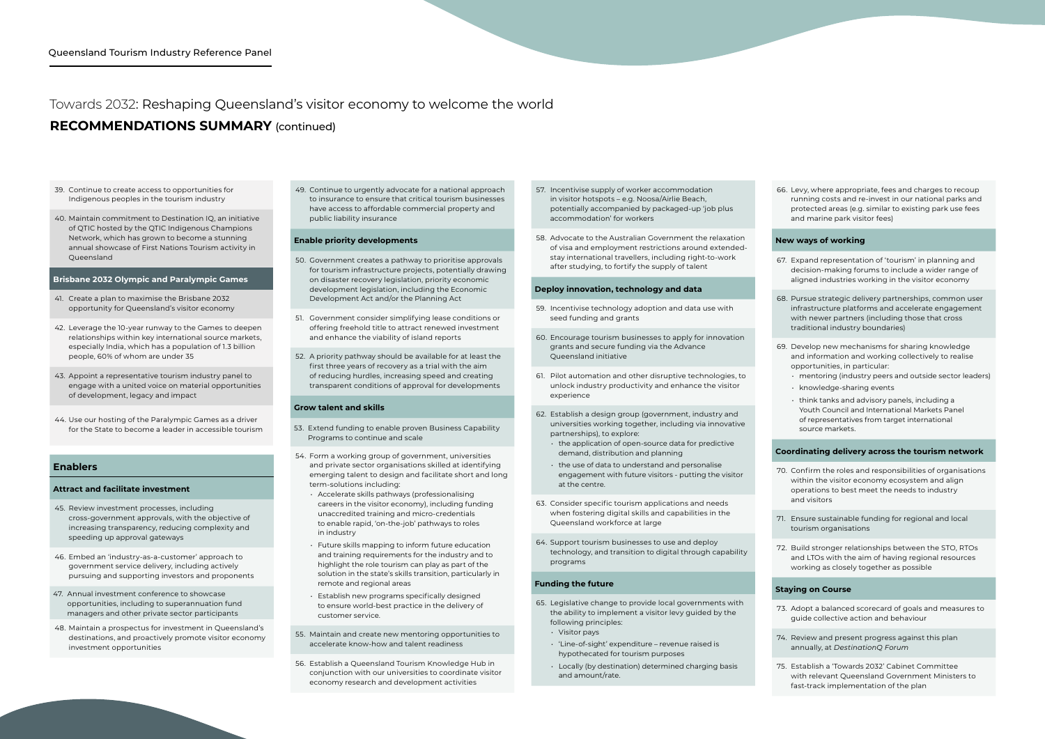# Towards 2032: Reshaping Queensland's visitor economy to welcome the world

## RECOMMENDATIONS SUMMARY (continued)

39. Continue to create access to opportunities for Indigenous peoples in the tourism industry
40. Maintain commitment to Destination IQ, an initiative of QTIC hosted by the QTIC Indigenous Champions Network, which has grown to become a stunning annual showcase of First Nations Tourism activity in Queensland

### Brisbane 2032 Olympic and Paralympic Games

41. Create a plan to maximise the Brisbane 2032 opportunity for Queensland's visitor economy
42. Leverage the 10-year runway to the Games to deepen relationships within key international source markets, especially India, which has a population of 1.3 billion people, 60% of whom are under 35
43. Appoint a representative tourism industry panel to engage with a united voice on material opportunities of development, legacy and impact
44. Use our hosting of the Paralympic Games as a driver for the State to become a leader in accessible tourism

## Enablers

### Attract and facilitate investment

45. Review investment processes, including cross-government approvals, with the objective of increasing transparency, reducing complexity and speeding up approval gateways
46. Embed an 'industry-as-a-customer' approach to government service delivery, including actively pursuing and supporting investors and proponents
47. Annual investment conference to showcase opportunities, including to superannuation fund managers and other private sector participants
48. Maintain a prospectus for investment in Queensland's destinations, and proactively promote visitor economy investment opportunities
49. Continue to urgently advocate for a national approach to insurance to ensure that critical tourism businesses have access to affordable commercial property and public liability insurance

### Enable priority developments

50. Government creates a pathway to prioritise approvals for tourism infrastructure projects, potentially drawing on disaster recovery legislation, priority economic development legislation, including the Economic Development Act and/or the Planning Act
51. Government consider simplifying lease conditions or offering freehold title to attract renewed investment and enhance the viability of island reports
52. A priority pathway should be available for at least the first three years of recovery as a trial with the aim of reducing hurdles, increasing speed and creating transparent conditions of approval for developments

### Grow talent and skills

53. Extend funding to enable proven Business Capability Programs to continue and scale
54. Form a working group of government, universities and private sector organisations skilled at identifying emerging talent to design and facilitate short and long term-solutions including:
    - Accelerate skills pathways (professionalising careers in the visitor economy), including funding unaccredited training and micro-credentials to enable rapid, 'on-the-job' pathways to roles in industry
    - Future skills mapping to inform future education and training requirements for the industry and to highlight the role tourism can play as part of the solution in the state's skills transition, particularly in remote and regional areas
    - Establish new programs specifically designed to ensure world-best practice in the delivery of customer service.
55. Maintain and create new mentoring opportunities to accelerate know-how and talent readiness
56. Establish a Queensland Tourism Knowledge Hub in conjunction with our universities to coordinate visitor economy research and development activities
57. Incentivise supply of worker accommodation in visitor hotspots – e.g. Noosa/Airlie Beach, potentially accompanied by packaged-up 'job plus accommodation' for workers
58. Advocate to the Australian Government the relaxation of visa and employment restrictions around extended-stay international travellers, including right-to-work after studying, to fortify the supply of talent

### Deploy innovation, technology and data

59. Incentivise technology adoption and data use with seed funding and grants
60. Encourage tourism businesses to apply for innovation grants and secure funding via the Advance Queensland initiative
61. Pilot automation and other disruptive technologies, to unlock industry productivity and enhance the visitor experience
62. Establish a design group (government, industry and universities working together, including via innovative partnerships), to explore:
    - the application of open-source data for predictive demand, distribution and planning
    - the use of data to understand and personalise engagement with future visitors - putting the visitor at the centre.
63. Consider specific tourism applications and needs when fostering digital skills and capabilities in the Queensland workforce at large
64. Support tourism businesses to use and deploy technology, and transition to digital through capability programs

### Funding the future

65. Legislative change to provide local governments with the ability to implement a visitor levy guided by the following principles:
    - Visitor pays
    - 'Line-of-sight' expenditure – revenue raised is hypothecated for tourism purposes
    - Locally (by destination) determined charging basis and amount/rate.
66. Levy, where appropriate, fees and charges to recoup running costs and re-invest in our national parks and protected areas (e.g. similar to existing park use fees and marine park visitor fees)

### New ways of working

67. Expand representation of 'tourism' in planning and decision-making forums to include a wider range of aligned industries working in the visitor economy
68. Pursue strategic delivery partnerships, common user infrastructure platforms and accelerate engagement with newer partners (including those that cross traditional industry boundaries)
69. Develop new mechanisms for sharing knowledge and information and working collectively to realise opportunities, in particular:
    - mentoring (industry peers and outside sector leaders)
    - knowledge-sharing events
    - think tanks and advisory panels, including a Youth Council and International Markets Panel of representatives from target international source markets.

### Coordinating delivery across the tourism network

70. Confirm the roles and responsibilities of organisations within the visitor economy ecosystem and align operations to best meet the needs to industry and visitors
71. Ensure sustainable funding for regional and local tourism organisations
72. Build stronger relationships between the STO, RTOs and LTOs with the aim of having regional resources working as closely together as possible

### Staying on Course

73. Adopt a balanced scorecard of goals and measures to guide collective action and behaviour
74. Review and present progress against this plan annually, at *DestinationQ Forum*
75. Establish a 'Towards 2032' Cabinet Committee with relevant Queensland Government Ministers to fast-track implementation of the plan